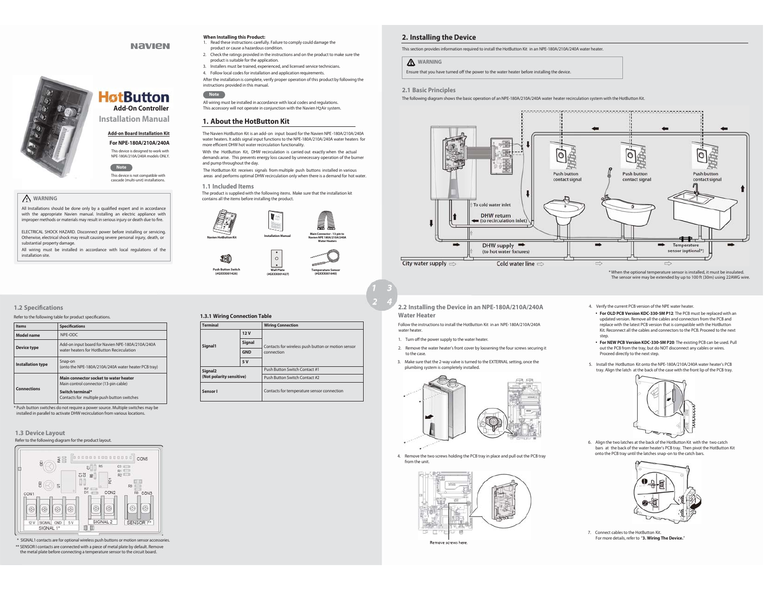# HotButton Add-On Controller Installation Manual

**Add-on Board Installation Kit**

**For NPE-180A/210A/240A**

This device is designed to work with NPE-180A/210A/240A models ONLY.

**Note**

This device is not compatible with cascade (multi-unit) installations.

**WARNING**

All Installations should be done only by a qualified expert and in accordance with the appropriate Navien manual. Installing an electric appliance with improper methods or materials may result in serious injury or death due to fire.

ELECTRICAL SHOCK HAZARD. Disconnect power before installing or servicing. Otherwise, electrical shock may result causing severe personal injury, death, or substantial property damage.

All wiring must be installed in accordance with local regulations of the installation site.

**When Installing this Product:**

1. Read these instructions carefully. Failure to comply could damage the product or cause a hazardous condition.
2. Check the ratings provided in the instructions and on the product to make sure the product is suitable for the application.
3. Installers must be trained, experienced, and licensed service technicians.
4. Follow local codes for installation and application requirements.

After the installation is complete, verify proper operation of this product by following the instructions provided in this manual.

**Note**

All wiring must be installed in accordance with local codes and regulations. This accessory will not operate in conjunction with the Navien H2Air system.

## 1. About the HotButton Kit

The Navien HotButton Kit is an add-on input board for the Navien NPE-180A/210A/240A water heaters. It adds signal input functions to the NPE-180A/210A/240A water heaters for more efficient DHW hot water recirculation functionality.

With the HotButton Kit, DHW recirculation is carried out exactly when the actual demands arise. This prevents energy loss caused by unnecessary operation of the burner and pump throughout the day.

The HotButton Kit receives signals from multiple push buttons installed in various areas and performs optimal DHW recirculation only when there is a demand for hot water.

### 1.1 Included Items

The product is supplied with the following items. Make sure that the installation kit contains all the items before installing the product.

- Navien HotButton Kit
- Installation Manual
- Main Connector - 13-pin to Navien NPE 180A/210A/240A Water Heaters
- Push Button Switch (#GXXX001426)
- Wall Plate (#GXXX001427)
- Temperature Sensor (#GXXX001640)

### 1.2 Specifications

Refer to the following table for product specifications.

| Items | Specifications |
|---|---|
| Model name | NPE-ODC |
| Device type | Add-on input board for Navien NPE-180A/210A/240A water heaters for HotButton Recirculation |
| Installation type | Snap-on (onto the NPE-180A/210A/240A water heater PCB tray) |
| Connections | **Main connector socket to water heater** Main control connector (13-pin cable) **Switch terminal*** Contacts for multiple push button switches |

\* Push button switches do not require a power source. Multiple switches may be installed in parallel to activate DHW recirculation from various locations.

### 1.3 Device Layout

Refer to the following diagram for the product layout.

CON1, CON2, CON3, CON5; 12 V, SIGNAL, GND, 5 V — SIGNAL 1*; SIGNAL 2; SENSOR I**

\* SIGNAL1 contacts are for optional wireless push buttons or motion sensor accessories.

\*\* SENSOR I contacts are connected with a piece of metal plate by default. Remove the metal plate before connecting a temperature sensor to the circuit board.

#### 1.3.1 Wiring Connection Table

| Terminal | | Wiring Connection |
|---|---|---|
| Signal1 | 12 V | Contacts for wireless push button or motion sensor connection |
| | Signal | |
| | GND | |
| | 5 V | |
| Signal2 (Not polarity sensitive) | | Push Button Switch Contact #1 |
| | | Push Button Switch Contact #2 |
| Sensor I | | Contacts for temperature sensor connection |

## 2. Installing the Device

This section provides information required to install the HotButton Kit in an NPE-180A/210A/240A water heater.

**WARNING**

Ensure that you have turned off the power to the water heater before installing the device.

### 2.1 Basic Principles

The following diagram shows the basic operation of an NPE-180A/210A/240A water heater recirculation system with the HotButton Kit.

Push button contact signal; To cold water inlet; DHW return (to recirculation inlet); DHW supply (to hot water fixtures); Temperature sensor (optional*); City water supply; Cold water line

\* When the optional temperature sensor is installed, it must be insulated. The sensor wire may be extended by up to 100 ft (30m) using 22AWG wire.

### 2.2 Installing the Device in an NPE-180A/210A/240A Water Heater

Follow the instructions to install the HotButton Kit in an NPE-180A/210A/240A water heater.

1. Turn off the power supply to the water heater.
2. Remove the water heater's front cover by loosening the four screws securing it to the case.
3. Make sure that the 2-way valve is turned to the EXTERNAL setting, once the plumbing system is completely installed.
4. Remove the two screws holding the PCB tray in place and pull out the PCB tray from the unit.

Remove screws here.

4. Verify the current PCB version of the NPE water heater.
   - **For OLD PCB Version KDC-330-5M P12**: The PCB must be replaced with an updated version. Remove all the cables and connectors from the PCB and replace with the latest PCB version that is compatible with the HotButton Kit. Reconnect all the cables and connectors to the PCB. Proceed to the next step.
   - **For NEW PCB Version KDC-330-5M P20**: The existing PCB can be used. Pull out the PCB from the tray, but do NOT disconnect any cables or wires. Proceed directly to the next step.
5. Install the HotButton Kit onto the NPE-180A/210A/240A water heater's PCB tray. Align the latch at the back of the case with the front lip of the PCB tray.
6. Align the two latches at the back of the HotButton Kit with the two catch bars at the back of the water heater's PCB tray. Then pivot the HotButton Kit onto the PCB tray until the latches snap-on to the catch bars.
7. Connect cables to the HotButton Kit. For more details, refer to "**3. Wiring The Device.**"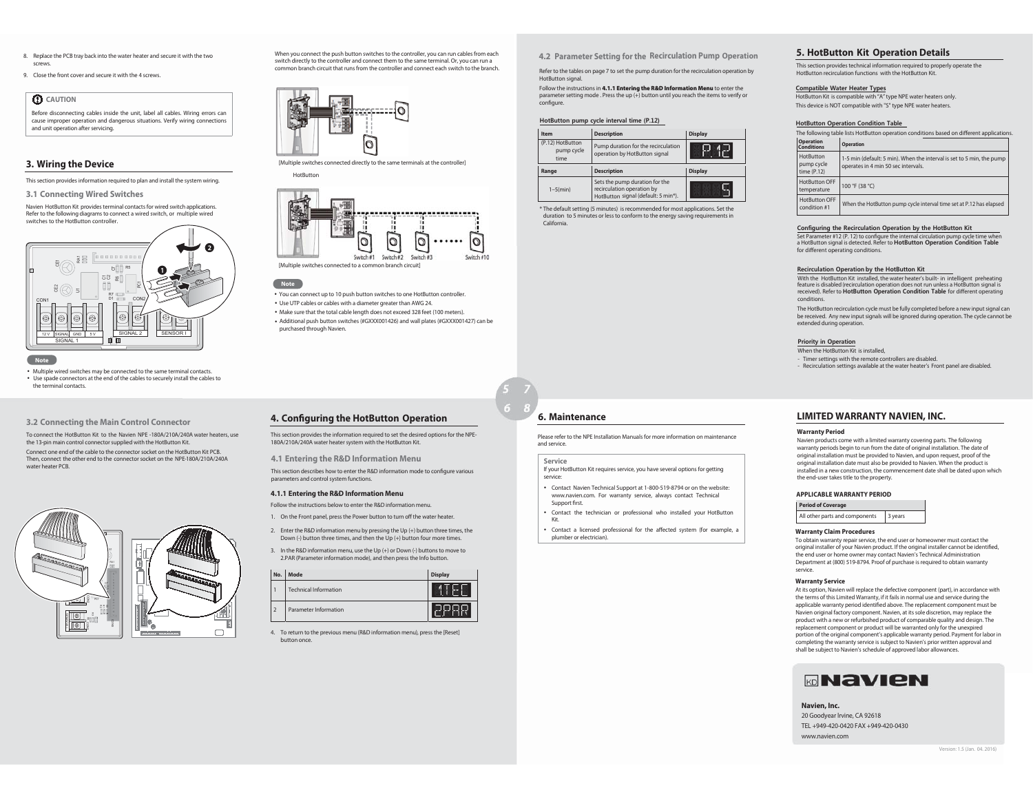8. Replace the PCB tray back into the water heater and secure it with the two screws.
9. Close the front cover and secure it with the 4 screws.

**CAUTION**

Before disconnecting cables inside the unit, label all cables. Wiring errors can cause improper operation and dangerous situations. Verify wiring connections and unit operation after servicing.

## 3. Wiring the Device

This section provides information required to plan and install the system wiring.

### 3.1 Connecting Wired Switches

Navien HotButton Kit provides terminal contacts for wired switch applications. Refer to the following diagrams to connect a wired switch, or multiple wired switches to the HotButton controller.

CON1 CON2
12 V SIGNAL GND 5 V
SIGNAL 1 SIGNAL 2 SENSOR I

**Note**

- Multiple wired switches may be connected to the same terminal contacts.
- Use spade connectors at the end of the cables to securely install the cables to the terminal contacts.

When you connect the push button switches to the controller, you can run cables from each switch directly to the controller and connect them to the same terminal. Or, you can run a common branch circuit that runs from the controller and connect each switch to the branch.

[Multiple switches connected directly to the same terminals at the controller]

HotButton

Switch #1 Switch #2 Switch #3 Switch #10

[Multiple switches connected to a common branch circuit]

**Note**

- You can connect up to 10 push button switches to one HotButton controller.
- Use UTP cables or cables with a diameter greater than AWG 24.
- Make sure that the total cable length does not exceed 328 feet (100 meters).
- Additional push button switches (#GXXX001426) and wall plates (#GXXX001427) can be purchased through Navien.

### 3.2 Connecting the Main Control Connector

To connect the HotButton Kit to the Navien NPE -180A/210A/240A water heaters, use the 13-pin main control connector supplied with the HotButton Kit.

Connect one end of the cable to the connector socket on the HotButton Kit PCB. Then, connect the other end to the connector socket on the NPE-180A/210A/240A water heater PCB.

## 4. Configuring the HotButton Operation

This section provides the information required to set the desired options for the NPE-180A/210A/240A water heater system with the HotButton Kit.

### 4.1 Entering the R&D Information Menu

This section describes the R&D information mode to configure various parameters and control system functions.

#### 4.1.1 Entering the R&D Information Menu

Follow the instructions below to enter the R&D information menu.

1. On the Front panel, press the Power button to turn off the water heater.
2. Enter the R&D information menu by pressing the Up (+) button three times, the Down (-) button three times, and then the Up (+) button four more times.
3. In the R&D information menu, use the Up (+) or Down (-) buttons to move to 2.PAR (Parameter information mode), and then press the Info button.

| No. | Mode | Display |
|---|---|---|
| 1 | Technical Information | 1.TEC |
| 2 | Parameter Information | 2.PAR |

4. To return to the previous menu (R&D information menu), press the [Reset] button once.

### 4.2 Parameter Setting for the Recirculation Pump Operation

Refer to the tables on page 7 to set the pump duration for the recirculation operation by HotButton signal.

Follow the instructions in **4.1.1 Entering the R&D Information Menu** to enter the parameter setting mode . Press the up (+) button until you reach the items to verify or configure.

**HotButton pump cycle interval time (P.12)**

| Item | Description | Display |
|---|---|---|
| (P.12) HotButton pump cycle time | Pump duration for the recirculation operation by HotButton signal | P.12 |
| **Range** | **Description** | **Display** |
| 1~5(min) | Sets the pump duration for the recirculation operation by HotButton signal (default: 5 min*). | 5 |

\* The default setting (5 minutes) is recommended for most applications. Set the duration to 5 minutes or less to conform to the energy saving requirements in California.

## 5. HotButton Kit Operation Details

This section provides technical information required to properly operate the HotButton recirculation functions with the HotButton Kit.

**Compatible Water Heater Types**

HotButton Kit is compatible with "A" type NPE water heaters only.
This device is NOT compatible with "S" type NPE water heaters.

**HotButton Operation Condition Table**

The following table lists HotButton operation conditions based on different applications.

| Operation Conditions | Operation |
|---|---|
| HotButton pump cycle time (P.12) | 1-5 min (default: 5 min). When the interval is set to 5 min, the pump operates in 4 min 50 sec intervals. |
| HotButton OFF temperature | 100 °F (38 °C) |
| HotButton OFF condition #1 | When the HotButton pump cycle interval time set at P.12 has elapsed |

**Configuring the Recirculation Operation by the HotButton Kit**

Set Parameter #12 (P. 12) to configure the internal circulation pump cycle time when a HotButton signal is detected. Refer to **HotButton Operation Condition Table** for different operating conditions.

**Recirculation Operation by the HotButton Kit**

With the HotButton Kit installed, the water heater's built- in intelligent preheating feature is disabled (recirculation operation does not run unless a HotButton signal is received). Refer to **HotButton Operation Condition Table** for different operating conditions.

The HotButton recirculation cycle must be fully completed before a new input signal can be received. Any new input signals will be ignored during operation. The cycle cannot be extended during operation.

**Priority in Operation**

When the HotButton Kit is installed,

- Timer settings with the remote controllers are disabled.
- Recirculation settings available at the water heater's Front panel are disabled.

## 6. Maintenance

Please refer to the NPE Installation Manuals for more information on maintenance and service.

**Service**

If your HotButton Kit requires service, you have several options for getting service:

- Contact Navien Technical Support at 1-800-519-8794 or on the website: www.navien.com. For warranty service, always contact Technical Support first.
- Contact the technician or professional who installed your HotButton Kit.
- Contact a licensed professional for the affected system (for example, a plumber or electrician).

## LIMITED WARRANTY NAVIEN, INC.

**Warranty Period**

Navien products come with a limited warranty covering parts. The following warranty periods begin to run from the date of original installation. The date of original installation must be provided to Navien, and upon request, proof of the original installation date must also be provided to Navien. When the product is installed in a new construction, the commencement date shall be dated upon which the end-user takes title to the property.

**APPLICABLE WARRANTY PERIOD**

| Period of Coverage | |
|---|---|
| All other parts and components | 3 years |

**Warranty Claim Procedures**

To obtain warranty repair service, the end user or homeowner must contact the original installer of your Navien product. If the original installer cannot be identified, the end user or home owner may contact Navien's Technical Administration Department at (800) 519-8794. Proof of purchase is required to obtain warranty service.

**Warranty Service**

At its option, Navien will replace the defective component (part), in accordance with the terms of this Limited Warranty, if it fails in normal use and service during the applicable warranty period identified above. The replacement component must be Navien original factory component. Navien, at its sole discretion, may replace the product with a new or refurbished product of comparable quality and design. The replacement component or product will be warranted only for the unexpired portion of the original component's applicable warranty period. Payment for labor in completing the warranty service is subject to Navien's prior written approval and shall be subject to Navien's schedule of approved labor allowances.

KD NAVIEN

**Navien, Inc.**
20 Goodyear Irvine, CA 92618
TEL +949-420-0420 FAX +949-420-0430
www.navien.com

Version: 1.5 (Jan. 04. 2016)